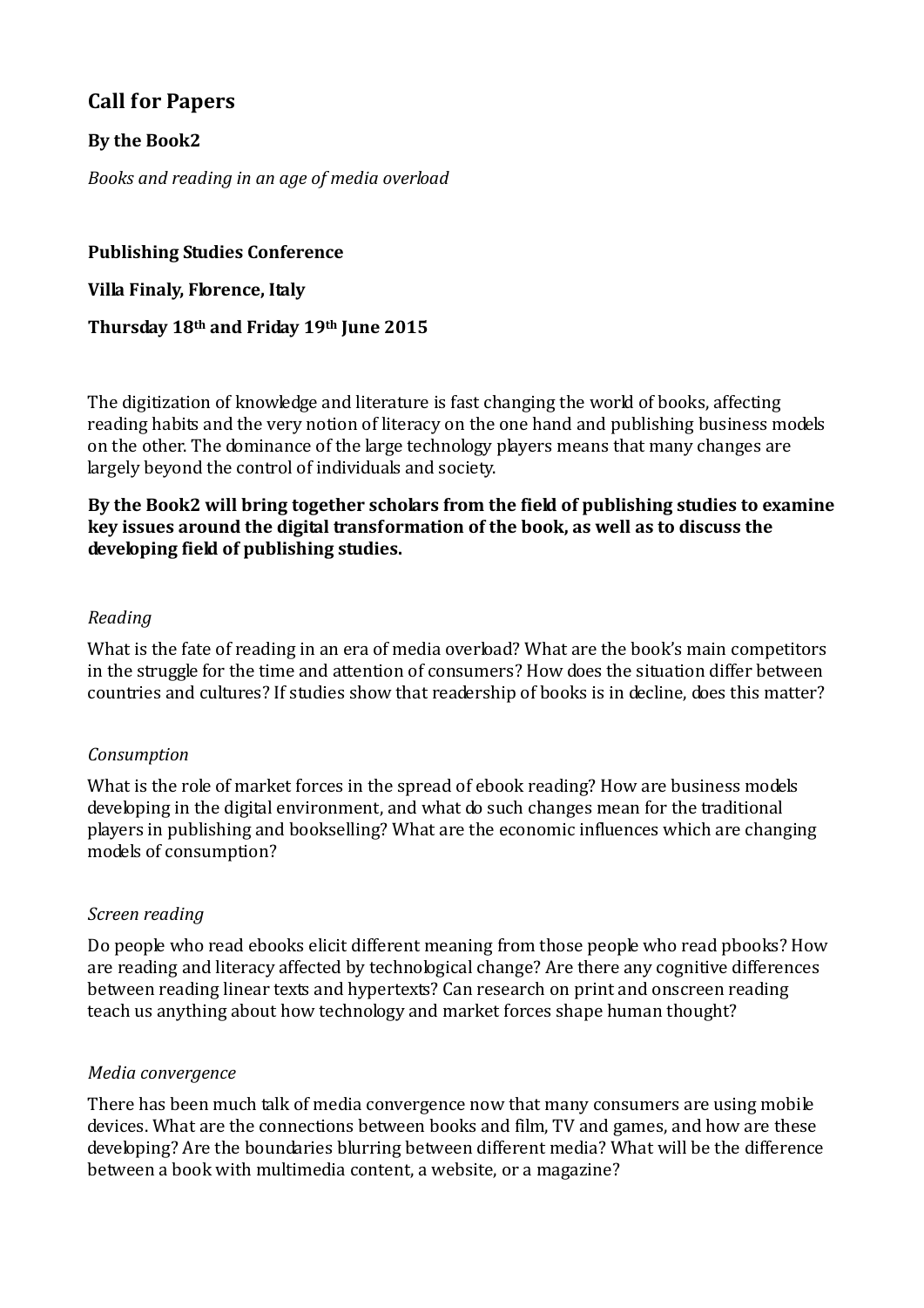# Call for Papers

**By the Book2**

*Books and reading in an age of media overload*

**Publishing Studies Conference**

**Villa Finaly, Florence, Italy**

**Thursday 18th and Friday 19th June 2015**

The digitization of knowledge and literature is fast changing the world of books, affecting reading habits and the very notion of literacy on the one hand and publishing business models on the other. The dominance of the large technology players means that many changes are largely beyond the control of individuals and society.

**By the Book2 will bring together scholars from the field of publishing studies to examine key issues around the digital transformation of the book, as well as to discuss the developing field of publishing studies.**

*Reading*

What is the fate of reading in an era of media overload? What are the book's main competitors in the struggle for the time and attention of consumers? How does the situation differ between countries and cultures? If studies show that readership of books is in decline, does this matter?

*Consumption*

What is the role of market forces in the spread of ebook reading? How are business models developing in the digital environment, and what do such changes mean for the traditional players in publishing and bookselling? What are the economic influences which are changing models of consumption?

*Screen reading*

Do people who read ebooks elicit different meaning from those people who read pbooks? How are reading and literacy affected by technological change? Are there any cognitive differences between reading linear texts and hypertexts? Can research on print and onscreen reading teach us anything about how technology and market forces shape human thought?

*Media convergence*

There has been much talk of media convergence now that many consumers are using mobile devices. What are the connections between books and film, TV and games, and how are these developing? Are the boundaries blurring between different media? What will be the difference between a book with multimedia content, a website, or a magazine?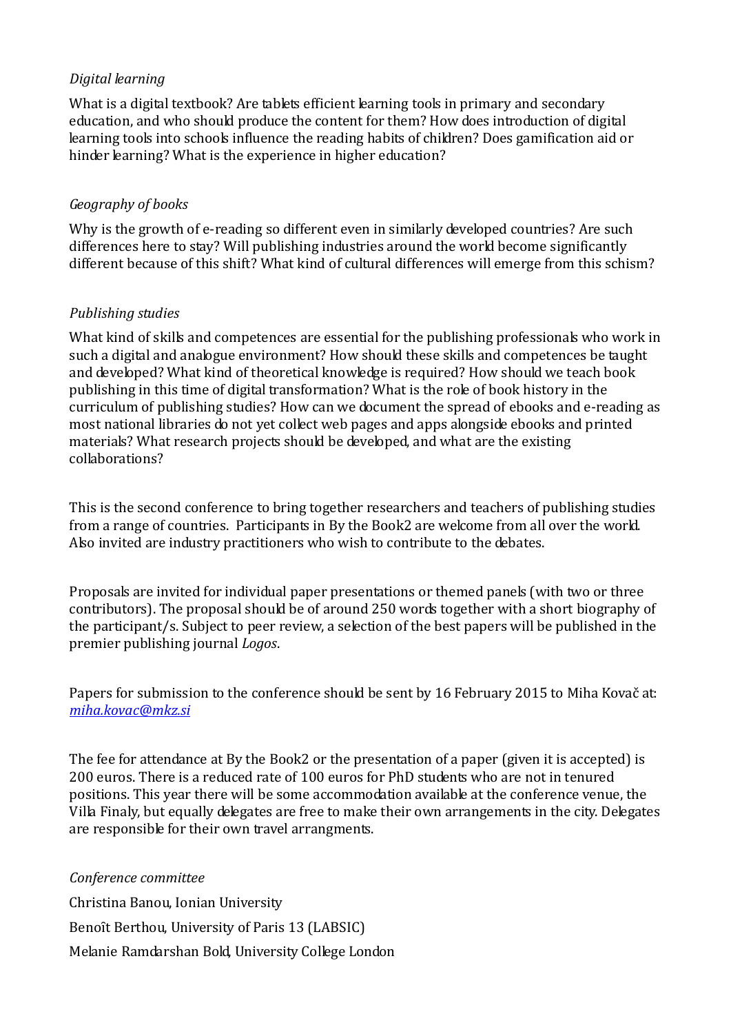*Digital learning*

What is a digital textbook? Are tablets efficient learning tools in primary and secondary education, and who should produce the content for them? How does introduction of digital learning tools into schools influence the reading habits of children? Does gamification aid or hinder learning? What is the experience in higher education?

*Geography of books*

Why is the growth of e-reading so different even in similarly developed countries? Are such differences here to stay? Will publishing industries around the world become significantly different because of this shift? What kind of cultural differences will emerge from this schism?

*Publishing studies*

What kind of skills and competences are essential for the publishing professionals who work in such a digital and analogue environment? How should these skills and competences be taught and developed? What kind of theoretical knowledge is required? How should we teach book publishing in this time of digital transformation? What is the role of book history in the curriculum of publishing studies? How can we document the spread of ebooks and e-reading as most national libraries do not yet collect web pages and apps alongside ebooks and printed materials? What research projects should be developed, and what are the existing collaborations?

This is the second conference to bring together researchers and teachers of publishing studies from a range of countries. Participants in By the Book2 are welcome from all over the world. Also invited are industry practitioners who wish to contribute to the debates.

Proposals are invited for individual paper presentations or themed panels (with two or three contributors). The proposal should be of around 250 words together with a short biography of the participant/s. Subject to peer review, a selection of the best papers will be published in the premier publishing journal *Logos*.

Papers for submission to the conference should be sent by 16 February 2015 to Miha Kovač at: [miha.kovac@mkz.si](mailto:miha.kovac@mkz.si)

The fee for attendance at By the Book2 or the presentation of a paper (given it is accepted) is 200 euros. There is a reduced rate of 100 euros for PhD students who are not in tenured positions. This year there will be some accommodation available at the conference venue, the Villa Finaly, but equally delegates are free to make their own arrangements in the city. Delegates are responsible for their own travel arrangments.

*Conference committee*

Christina Banou, Ionian University

Benoît Berthou, University of Paris 13 (LABSIC)

Melanie Ramdarshan Bold, University College London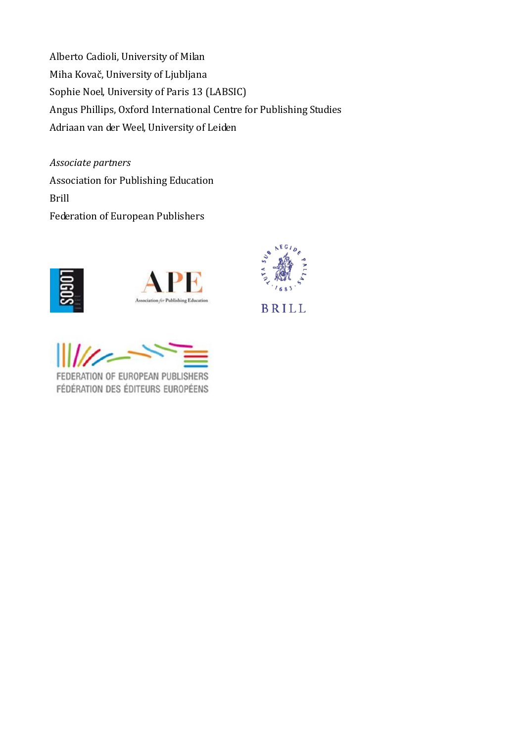Alberto Cadioli, University of Milan
Miha Kovač, University of Ljubljana
Sophie Noel, University of Paris 13 (LABSIC)
Angus Phillips, Oxford International Centre for Publishing Studies
Adriaan van der Weel, University of Leiden

*Associate partners*
Association for Publishing Education
Brill
Federation of European Publishers